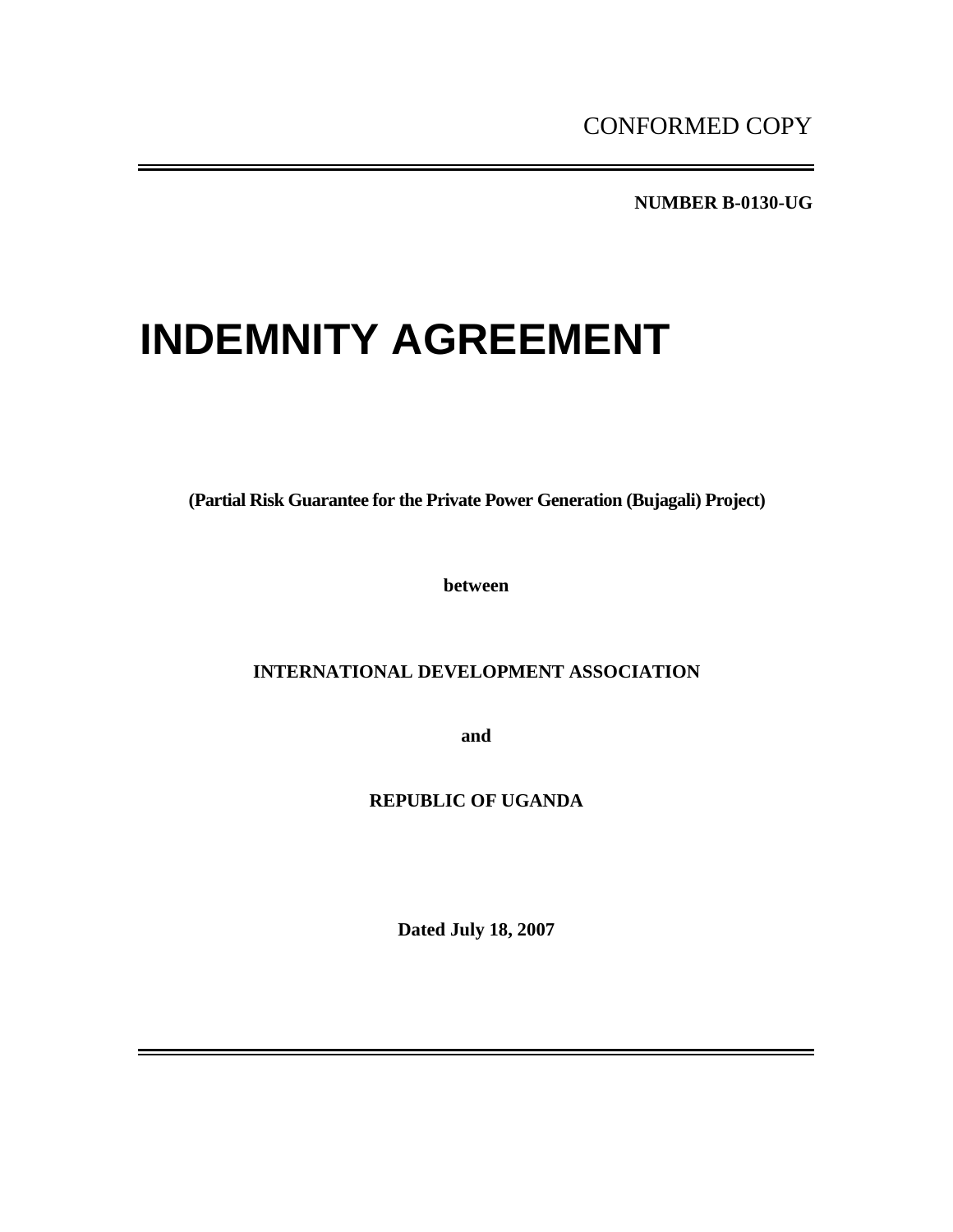CONFORMED COPY

**NUMBER B-0130-UG**

# INDEMNITY AGREEMENT

**(Partial Risk Guarantee for the Private Power Generation (Bujagali) Project)**

**between**

**INTERNATIONAL DEVELOPMENT ASSOCIATION**

**and**

**REPUBLIC OF UGANDA**

**Dated July 18, 2007**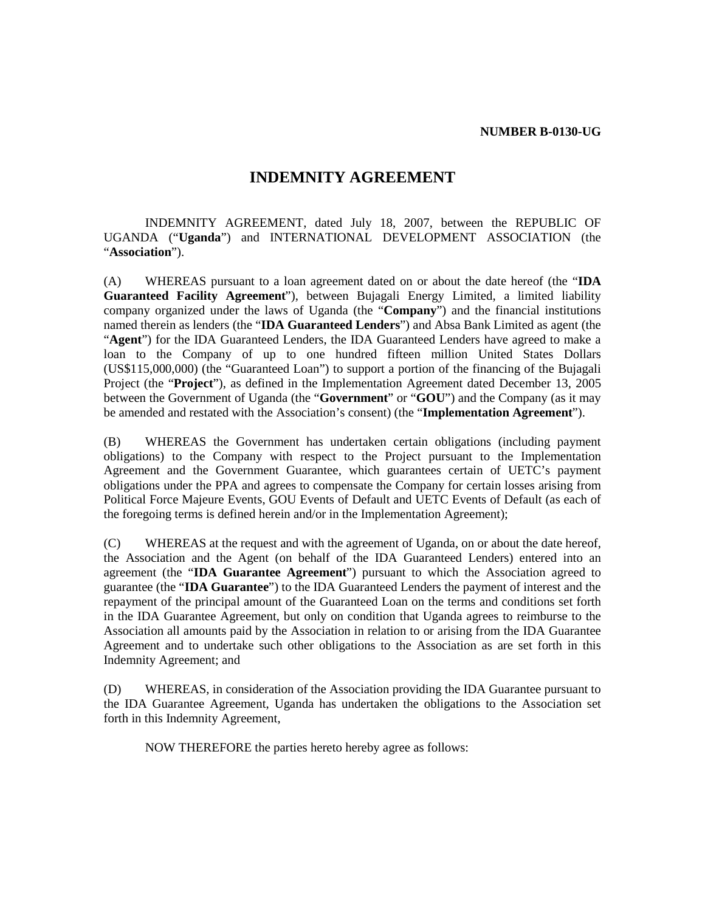**NUMBER B-0130-UG**

# INDEMNITY AGREEMENT

INDEMNITY AGREEMENT, dated July 18, 2007, between the REPUBLIC OF UGANDA ("**Uganda**") and INTERNATIONAL DEVELOPMENT ASSOCIATION (the "**Association**").

(A) WHEREAS pursuant to a loan agreement dated on or about the date hereof (the "**IDA Guaranteed Facility Agreement**"), between Bujagali Energy Limited, a limited liability company organized under the laws of Uganda (the "**Company**") and the financial institutions named therein as lenders (the "**IDA Guaranteed Lenders**") and Absa Bank Limited as agent (the "**Agent**") for the IDA Guaranteed Lenders, the IDA Guaranteed Lenders have agreed to make a loan to the Company of up to one hundred fifteen million United States Dollars (US$115,000,000) (the "Guaranteed Loan") to support a portion of the financing of the Bujagali Project (the "**Project**"), as defined in the Implementation Agreement dated December 13, 2005 between the Government of Uganda (the "**Government**" or "**GOU**") and the Company (as it may be amended and restated with the Association's consent) (the "**Implementation Agreement**").

(B) WHEREAS the Government has undertaken certain obligations (including payment obligations) to the Company with respect to the Project pursuant to the Implementation Agreement and the Government Guarantee, which guarantees certain of UETC's payment obligations under the PPA and agrees to compensate the Company for certain losses arising from Political Force Majeure Events, GOU Events of Default and UETC Events of Default (as each of the foregoing terms is defined herein and/or in the Implementation Agreement);

(C) WHEREAS at the request and with the agreement of Uganda, on or about the date hereof, the Association and the Agent (on behalf of the IDA Guaranteed Lenders) entered into an agreement (the "**IDA Guarantee Agreement**") pursuant to which the Association agreed to guarantee (the "**IDA Guarantee**") to the IDA Guaranteed Lenders the payment of interest and the repayment of the principal amount of the Guaranteed Loan on the terms and conditions set forth in the IDA Guarantee Agreement, but only on condition that Uganda agrees to reimburse to the Association all amounts paid by the Association in relation to or arising from the IDA Guarantee Agreement and to undertake such other obligations to the Association as are set forth in this Indemnity Agreement; and

(D) WHEREAS, in consideration of the Association providing the IDA Guarantee pursuant to the IDA Guarantee Agreement, Uganda has undertaken the obligations to the Association set forth in this Indemnity Agreement,

NOW THEREFORE the parties hereto hereby agree as follows: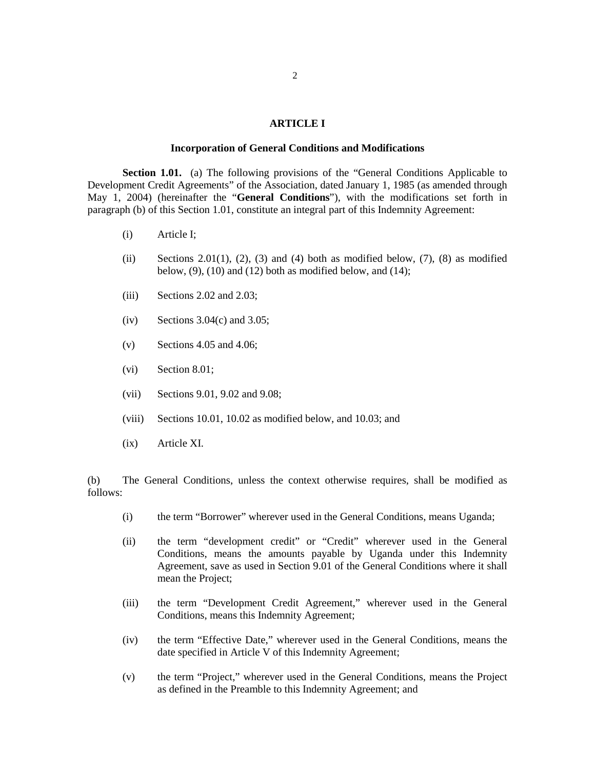## ARTICLE I

### Incorporation of General Conditions and Modifications

**Section 1.01.** (a) The following provisions of the "General Conditions Applicable to Development Credit Agreements" of the Association, dated January 1, 1985 (as amended through May 1, 2004) (hereinafter the "**General Conditions**"), with the modifications set forth in paragraph (b) of this Section 1.01, constitute an integral part of this Indemnity Agreement:

(i) Article I;

(ii) Sections 2.01(1), (2), (3) and (4) both as modified below, (7), (8) as modified below, (9), (10) and (12) both as modified below, and (14);

(iii) Sections 2.02 and 2.03;

(iv) Sections 3.04(c) and 3.05;

(v) Sections 4.05 and 4.06;

(vi) Section 8.01;

(vii) Sections 9.01, 9.02 and 9.08;

(viii) Sections 10.01, 10.02 as modified below, and 10.03; and

(ix) Article XI.

(b) The General Conditions, unless the context otherwise requires, shall be modified as follows:

(i) the term "Borrower" wherever used in the General Conditions, means Uganda;

(ii) the term "development credit" or "Credit" wherever used in the General Conditions, means the amounts payable by Uganda under this Indemnity Agreement, save as used in Section 9.01 of the General Conditions where it shall mean the Project;

(iii) the term "Development Credit Agreement," wherever used in the General Conditions, means this Indemnity Agreement;

(iv) the term "Effective Date," wherever used in the General Conditions, means the date specified in Article V of this Indemnity Agreement;

(v) the term "Project," wherever used in the General Conditions, means the Project as defined in the Preamble to this Indemnity Agreement; and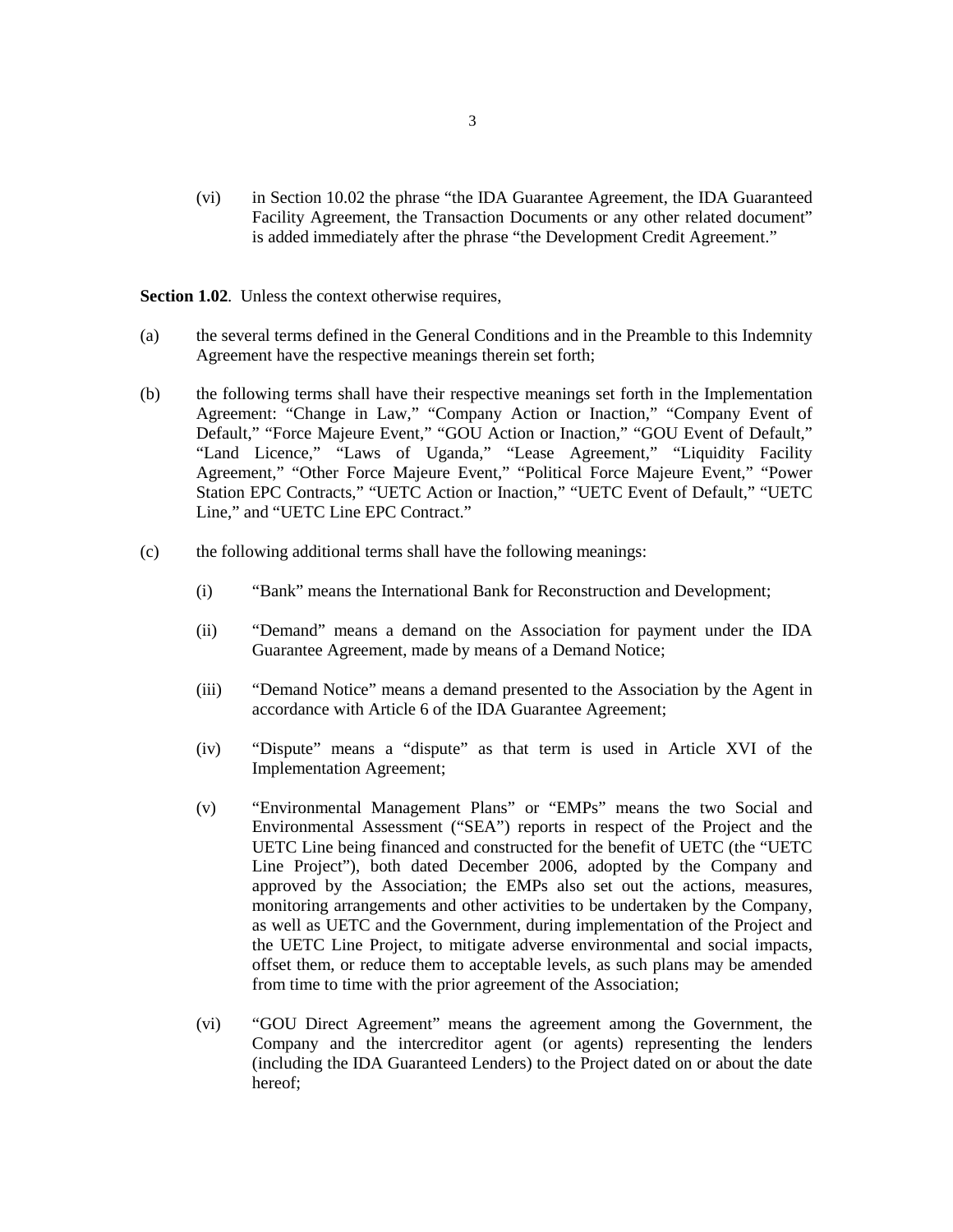(vi) in Section 10.02 the phrase "the IDA Guarantee Agreement, the IDA Guaranteed Facility Agreement, the Transaction Documents or any other related document" is added immediately after the phrase "the Development Credit Agreement."

**Section 1.02**. Unless the context otherwise requires,

(a) the several terms defined in the General Conditions and in the Preamble to this Indemnity Agreement have the respective meanings therein set forth;

(b) the following terms shall have their respective meanings set forth in the Implementation Agreement: "Change in Law," "Company Action or Inaction," "Company Event of Default," "Force Majeure Event," "GOU Action or Inaction," "GOU Event of Default," "Land Licence," "Laws of Uganda," "Lease Agreement," "Liquidity Facility Agreement," "Other Force Majeure Event," "Political Force Majeure Event," "Power Station EPC Contracts," "UETC Action or Inaction," "UETC Event of Default," "UETC Line," and "UETC Line EPC Contract."

(c) the following additional terms shall have the following meanings:

(i) "Bank" means the International Bank for Reconstruction and Development;

(ii) "Demand" means a demand on the Association for payment under the IDA Guarantee Agreement, made by means of a Demand Notice;

(iii) "Demand Notice" means a demand presented to the Association by the Agent in accordance with Article 6 of the IDA Guarantee Agreement;

(iv) "Dispute" means a "dispute" as that term is used in Article XVI of the Implementation Agreement;

(v) "Environmental Management Plans" or "EMPs" means the two Social and Environmental Assessment ("SEA") reports in respect of the Project and the UETC Line being financed and constructed for the benefit of UETC (the "UETC Line Project"), both dated December 2006, adopted by the Company and approved by the Association; the EMPs also set out the actions, measures, monitoring arrangements and other activities to be undertaken by the Company, as well as UETC and the Government, during implementation of the Project and the UETC Line Project, to mitigate adverse environmental and social impacts, offset them, or reduce them to acceptable levels, as such plans may be amended from time to time with the prior agreement of the Association;

(vi) "GOU Direct Agreement" means the agreement among the Government, the Company and the intercreditor agent (or agents) representing the lenders (including the IDA Guaranteed Lenders) to the Project dated on or about the date hereof;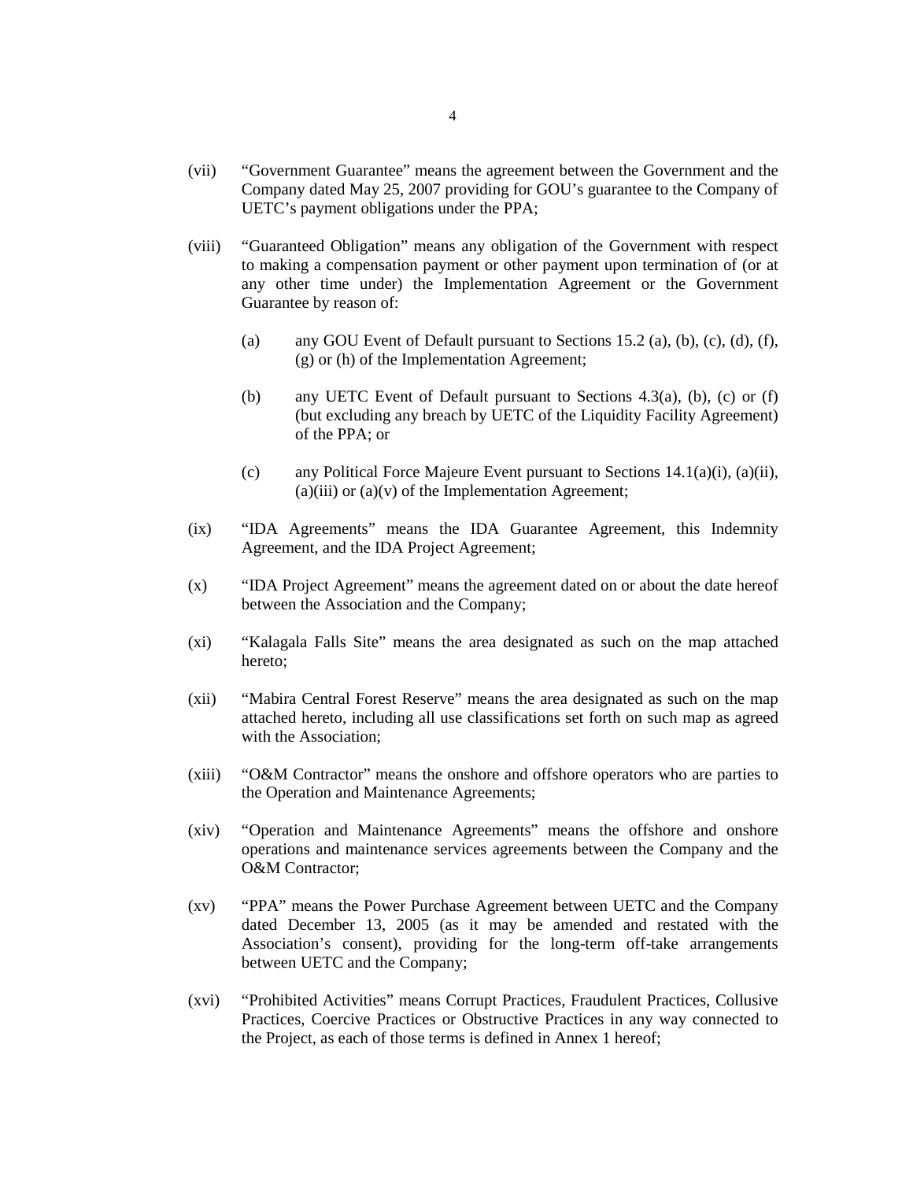(vii) "Government Guarantee" means the agreement between the Government and the Company dated May 25, 2007 providing for GOU's guarantee to the Company of UETC's payment obligations under the PPA;

(viii) "Guaranteed Obligation" means any obligation of the Government with respect to making a compensation payment or other payment upon termination of (or at any other time under) the Implementation Agreement or the Government Guarantee by reason of:

  (a) any GOU Event of Default pursuant to Sections 15.2 (a), (b), (c), (d), (f), (g) or (h) of the Implementation Agreement;

  (b) any UETC Event of Default pursuant to Sections 4.3(a), (b), (c) or (f) (but excluding any breach by UETC of the Liquidity Facility Agreement) of the PPA; or

  (c) any Political Force Majeure Event pursuant to Sections 14.1(a)(i), (a)(ii), (a)(iii) or (a)(v) of the Implementation Agreement;

(ix) "IDA Agreements" means the IDA Guarantee Agreement, this Indemnity Agreement, and the IDA Project Agreement;

(x) "IDA Project Agreement" means the agreement dated on or about the date hereof between the Association and the Company;

(xi) "Kalagala Falls Site" means the area designated as such on the map attached hereto;

(xii) "Mabira Central Forest Reserve" means the area designated as such on the map attached hereto, including all use classifications set forth on such map as agreed with the Association;

(xiii) "O&M Contractor" means the onshore and offshore operators who are parties to the Operation and Maintenance Agreements;

(xiv) "Operation and Maintenance Agreements" means the offshore and onshore operations and maintenance services agreements between the Company and the O&M Contractor;

(xv) "PPA" means the Power Purchase Agreement between UETC and the Company dated December 13, 2005 (as it may be amended and restated with the Association's consent), providing for the long-term off-take arrangements between UETC and the Company;

(xvi) "Prohibited Activities" means Corrupt Practices, Fraudulent Practices, Collusive Practices, Coercive Practices or Obstructive Practices in any way connected to the Project, as each of those terms is defined in Annex 1 hereof;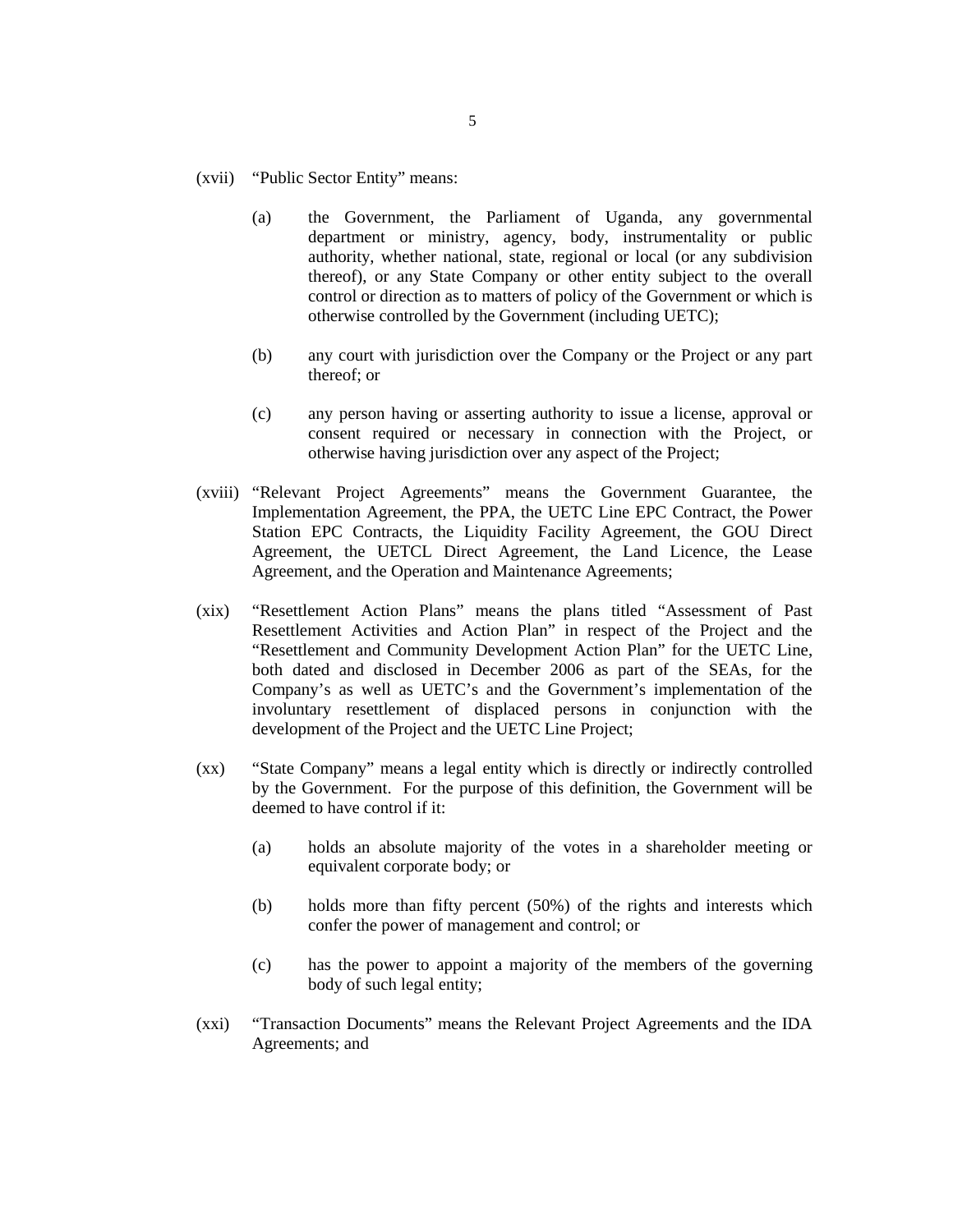(xvii) "Public Sector Entity" means:

(a) the Government, the Parliament of Uganda, any governmental department or ministry, agency, body, instrumentality or public authority, whether national, state, regional or local (or any subdivision thereof), or any State Company or other entity subject to the overall control or direction as to matters of policy of the Government or which is otherwise controlled by the Government (including UETC);

(b) any court with jurisdiction over the Company or the Project or any part thereof; or

(c) any person having or asserting authority to issue a license, approval or consent required or necessary in connection with the Project, or otherwise having jurisdiction over any aspect of the Project;

(xviii) "Relevant Project Agreements" means the Government Guarantee, the Implementation Agreement, the PPA, the UETC Line EPC Contract, the Power Station EPC Contracts, the Liquidity Facility Agreement, the GOU Direct Agreement, the UETCL Direct Agreement, the Land Licence, the Lease Agreement, and the Operation and Maintenance Agreements;

(xix) "Resettlement Action Plans" means the plans titled "Assessment of Past Resettlement Activities and Action Plan" in respect of the Project and the "Resettlement and Community Development Action Plan" for the UETC Line, both dated and disclosed in December 2006 as part of the SEAs, for the Company's as well as UETC's and the Government's implementation of the involuntary resettlement of displaced persons in conjunction with the development of the Project and the UETC Line Project;

(xx) "State Company" means a legal entity which is directly or indirectly controlled by the Government. For the purpose of this definition, the Government will be deemed to have control if it:

(a) holds an absolute majority of the votes in a shareholder meeting or equivalent corporate body; or

(b) holds more than fifty percent (50%) of the rights and interests which confer the power of management and control; or

(c) has the power to appoint a majority of the members of the governing body of such legal entity;

(xxi) "Transaction Documents" means the Relevant Project Agreements and the IDA Agreements; and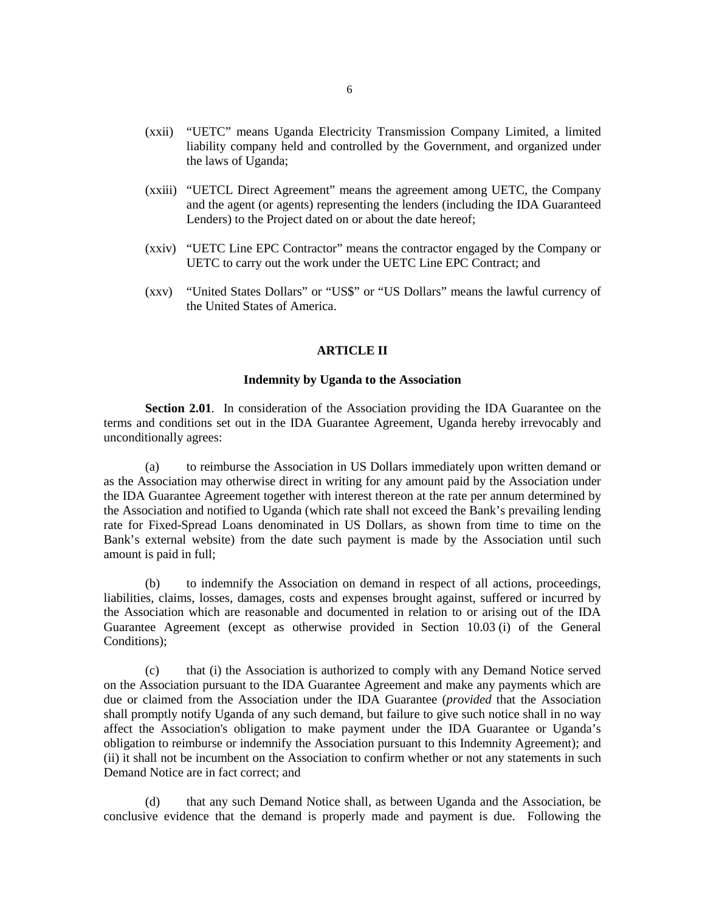(xxii) "UETC" means Uganda Electricity Transmission Company Limited, a limited liability company held and controlled by the Government, and organized under the laws of Uganda;

(xxiii) "UETCL Direct Agreement" means the agreement among UETC, the Company and the agent (or agents) representing the lenders (including the IDA Guaranteed Lenders) to the Project dated on or about the date hereof;

(xxiv) "UETC Line EPC Contractor" means the contractor engaged by the Company or UETC to carry out the work under the UETC Line EPC Contract; and

(xxv) "United States Dollars" or "US$" or "US Dollars" means the lawful currency of the United States of America.

## ARTICLE II

### Indemnity by Uganda to the Association

**Section 2.01**. In consideration of the Association providing the IDA Guarantee on the terms and conditions set out in the IDA Guarantee Agreement, Uganda hereby irrevocably and unconditionally agrees:

(a) to reimburse the Association in US Dollars immediately upon written demand or as the Association may otherwise direct in writing for any amount paid by the Association under the IDA Guarantee Agreement together with interest thereon at the rate per annum determined by the Association and notified to Uganda (which rate shall not exceed the Bank's prevailing lending rate for Fixed-Spread Loans denominated in US Dollars, as shown from time to time on the Bank's external website) from the date such payment is made by the Association until such amount is paid in full;

(b) to indemnify the Association on demand in respect of all actions, proceedings, liabilities, claims, losses, damages, costs and expenses brought against, suffered or incurred by the Association which are reasonable and documented in relation to or arising out of the IDA Guarantee Agreement (except as otherwise provided in Section 10.03 (i) of the General Conditions);

(c) that (i) the Association is authorized to comply with any Demand Notice served on the Association pursuant to the IDA Guarantee Agreement and make any payments which are due or claimed from the Association under the IDA Guarantee (*provided* that the Association shall promptly notify Uganda of any such demand, but failure to give such notice shall in no way affect the Association's obligation to make payment under the IDA Guarantee or Uganda's obligation to reimburse or indemnify the Association pursuant to this Indemnity Agreement); and (ii) it shall not be incumbent on the Association to confirm whether or not any statements in such Demand Notice are in fact correct; and

(d) that any such Demand Notice shall, as between Uganda and the Association, be conclusive evidence that the demand is properly made and payment is due. Following the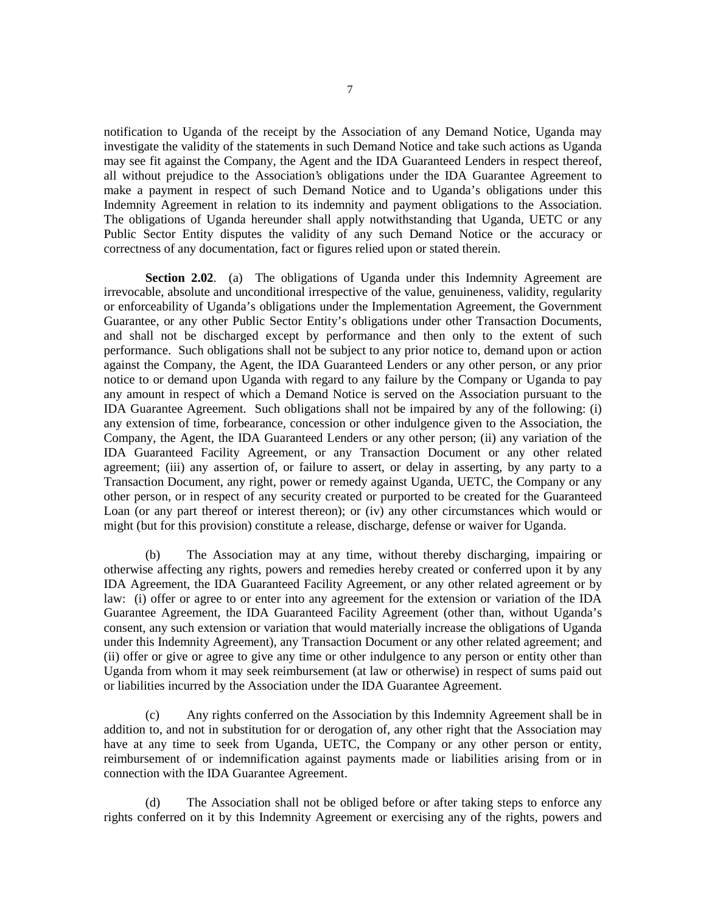notification to Uganda of the receipt by the Association of any Demand Notice, Uganda may investigate the validity of the statements in such Demand Notice and take such actions as Uganda may see fit against the Company, the Agent and the IDA Guaranteed Lenders in respect thereof, all without prejudice to the Association's obligations under the IDA Guarantee Agreement to make a payment in respect of such Demand Notice and to Uganda's obligations under this Indemnity Agreement in relation to its indemnity and payment obligations to the Association. The obligations of Uganda hereunder shall apply notwithstanding that Uganda, UETC or any Public Sector Entity disputes the validity of any such Demand Notice or the accuracy or correctness of any documentation, fact or figures relied upon or stated therein.

**Section 2.02**. (a) The obligations of Uganda under this Indemnity Agreement are irrevocable, absolute and unconditional irrespective of the value, genuineness, validity, regularity or enforceability of Uganda's obligations under the Implementation Agreement, the Government Guarantee, or any other Public Sector Entity's obligations under other Transaction Documents, and shall not be discharged except by performance and then only to the extent of such performance. Such obligations shall not be subject to any prior notice to, demand upon or action against the Company, the Agent, the IDA Guaranteed Lenders or any other person, or any prior notice to or demand upon Uganda with regard to any failure by the Company or Uganda to pay any amount in respect of which a Demand Notice is served on the Association pursuant to the IDA Guarantee Agreement. Such obligations shall not be impaired by any of the following: (i) any extension of time, forbearance, concession or other indulgence given to the Association, the Company, the Agent, the IDA Guaranteed Lenders or any other person; (ii) any variation of the IDA Guaranteed Facility Agreement, or any Transaction Document or any other related agreement; (iii) any assertion of, or failure to assert, or delay in asserting, by any party to a Transaction Document, any right, power or remedy against Uganda, UETC, the Company or any other person, or in respect of any security created or purported to be created for the Guaranteed Loan (or any part thereof or interest thereon); or (iv) any other circumstances which would or might (but for this provision) constitute a release, discharge, defense or waiver for Uganda.

(b) The Association may at any time, without thereby discharging, impairing or otherwise affecting any rights, powers and remedies hereby created or conferred upon it by any IDA Agreement, the IDA Guaranteed Facility Agreement, or any other related agreement or by law: (i) offer or agree to or enter into any agreement for the extension or variation of the IDA Guarantee Agreement, the IDA Guaranteed Facility Agreement (other than, without Uganda's consent, any such extension or variation that would materially increase the obligations of Uganda under this Indemnity Agreement), any Transaction Document or any other related agreement; and (ii) offer or give or agree to give any time or other indulgence to any person or entity other than Uganda from whom it may seek reimbursement (at law or otherwise) in respect of sums paid out or liabilities incurred by the Association under the IDA Guarantee Agreement.

(c) Any rights conferred on the Association by this Indemnity Agreement shall be in addition to, and not in substitution for or derogation of, any other right that the Association may have at any time to seek from Uganda, UETC, the Company or any other person or entity, reimbursement of or indemnification against payments made or liabilities arising from or in connection with the IDA Guarantee Agreement.

(d) The Association shall not be obliged before or after taking steps to enforce any rights conferred on it by this Indemnity Agreement or exercising any of the rights, powers and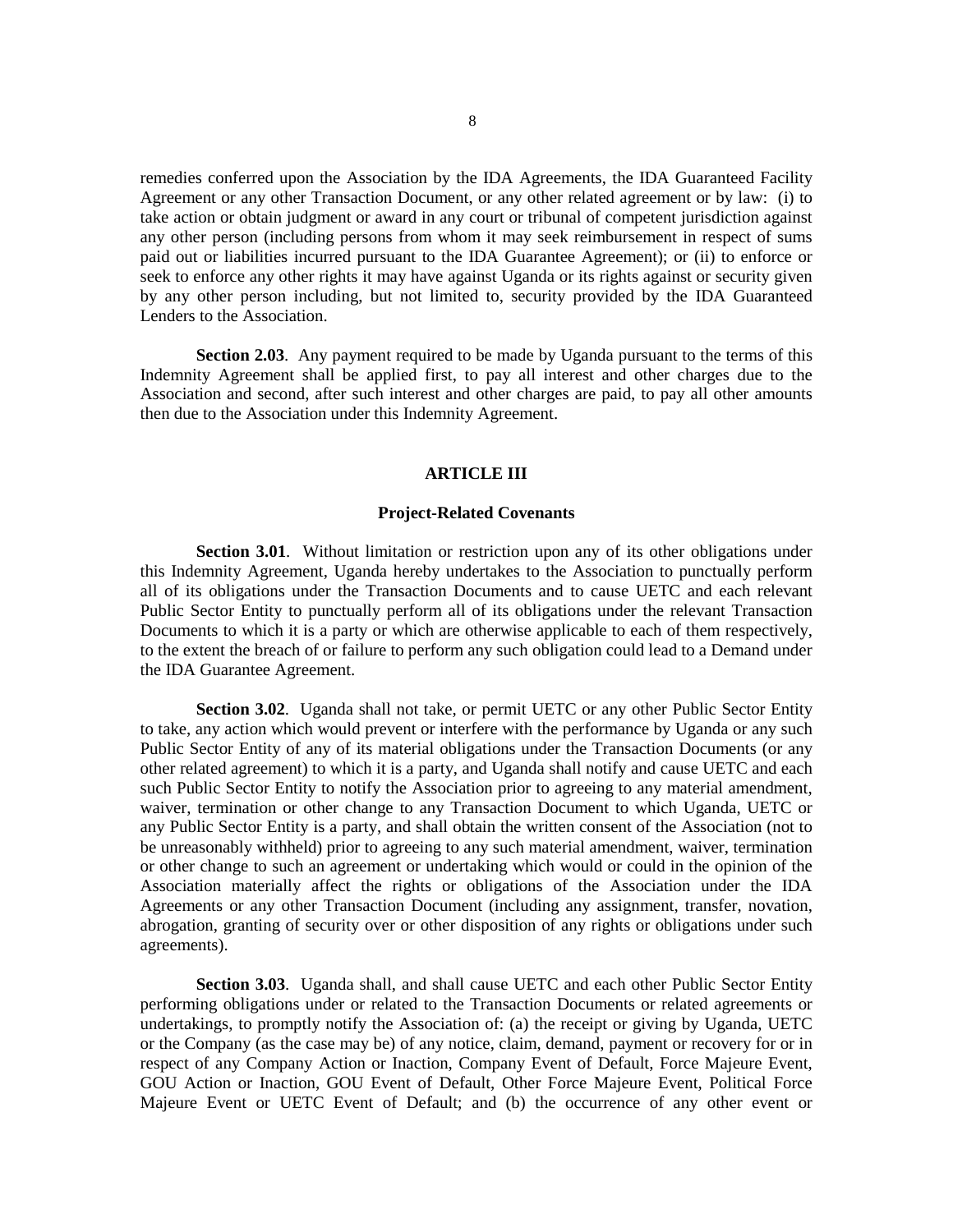remedies conferred upon the Association by the IDA Agreements, the IDA Guaranteed Facility Agreement or any other Transaction Document, or any other related agreement or by law: (i) to take action or obtain judgment or award in any court or tribunal of competent jurisdiction against any other person (including persons from whom it may seek reimbursement in respect of sums paid out or liabilities incurred pursuant to the IDA Guarantee Agreement); or (ii) to enforce or seek to enforce any other rights it may have against Uganda or its rights against or security given by any other person including, but not limited to, security provided by the IDA Guaranteed Lenders to the Association.

**Section 2.03**. Any payment required to be made by Uganda pursuant to the terms of this Indemnity Agreement shall be applied first, to pay all interest and other charges due to the Association and second, after such interest and other charges are paid, to pay all other amounts then due to the Association under this Indemnity Agreement.

## ARTICLE III

### Project-Related Covenants

**Section 3.01**. Without limitation or restriction upon any of its other obligations under this Indemnity Agreement, Uganda hereby undertakes to the Association to punctually perform all of its obligations under the Transaction Documents and to cause UETC and each relevant Public Sector Entity to punctually perform all of its obligations under the relevant Transaction Documents to which it is a party or which are otherwise applicable to each of them respectively, to the extent the breach of or failure to perform any such obligation could lead to a Demand under the IDA Guarantee Agreement.

**Section 3.02**. Uganda shall not take, or permit UETC or any other Public Sector Entity to take, any action which would prevent or interfere with the performance by Uganda or any such Public Sector Entity of any of its material obligations under the Transaction Documents (or any other related agreement) to which it is a party, and Uganda shall notify and cause UETC and each such Public Sector Entity to notify the Association prior to agreeing to any material amendment, waiver, termination or other change to any Transaction Document to which Uganda, UETC or any Public Sector Entity is a party, and shall obtain the written consent of the Association (not to be unreasonably withheld) prior to agreeing to any such material amendment, waiver, termination or other change to such an agreement or undertaking which would or could in the opinion of the Association materially affect the rights or obligations of the Association under the IDA Agreements or any other Transaction Document (including any assignment, transfer, novation, abrogation, granting of security over or other disposition of any rights or obligations under such agreements).

**Section 3.03**. Uganda shall, and shall cause UETC and each other Public Sector Entity performing obligations under or related to the Transaction Documents or related agreements or undertakings, to promptly notify the Association of: (a) the receipt or giving by Uganda, UETC or the Company (as the case may be) of any notice, claim, demand, payment or recovery for or in respect of any Company Action or Inaction, Company Event of Default, Force Majeure Event, GOU Action or Inaction, GOU Event of Default, Other Force Majeure Event, Political Force Majeure Event or UETC Event of Default; and (b) the occurrence of any other event or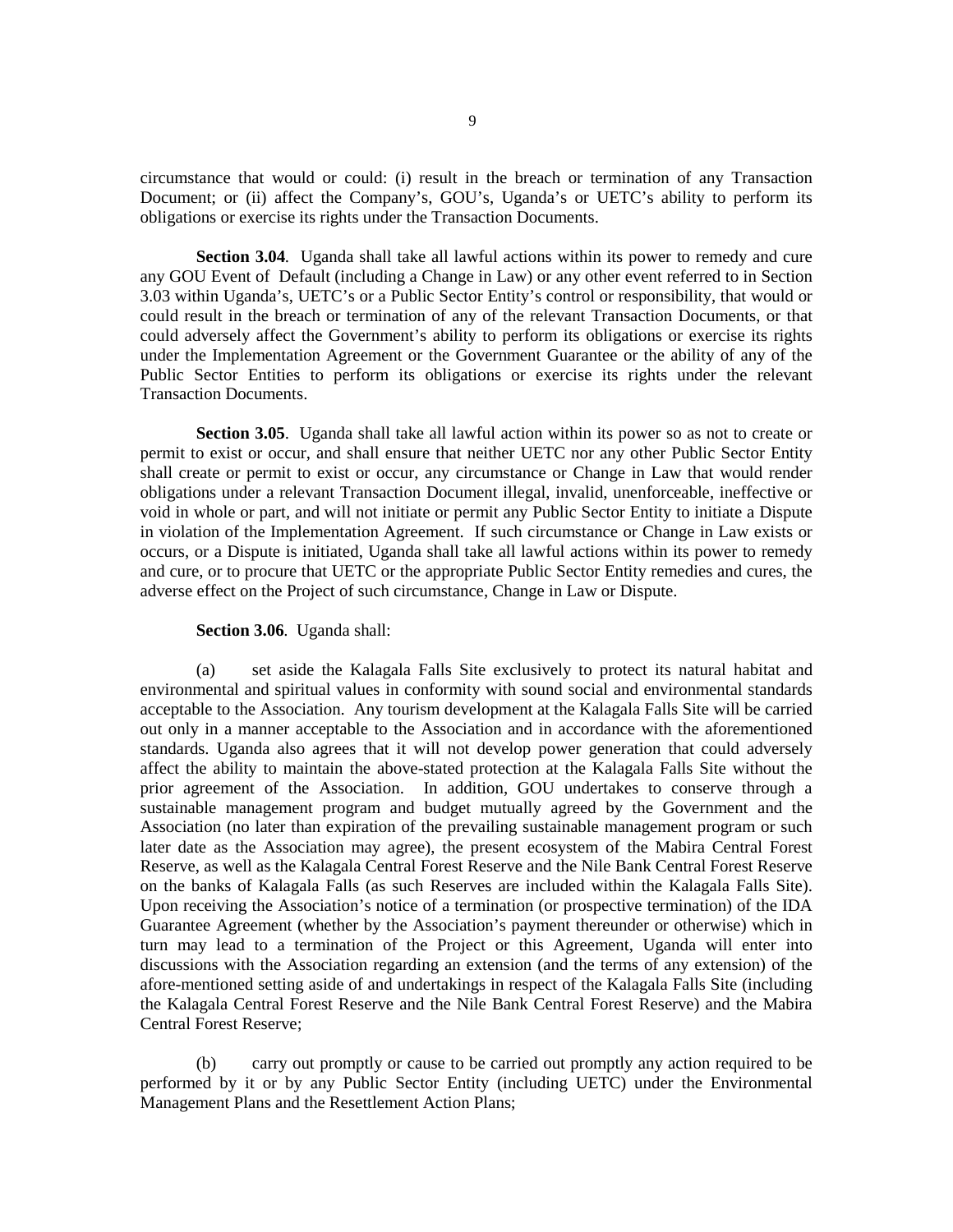circumstance that would or could: (i) result in the breach or termination of any Transaction Document; or (ii) affect the Company's, GOU's, Uganda's or UETC's ability to perform its obligations or exercise its rights under the Transaction Documents.

**Section 3.04**. Uganda shall take all lawful actions within its power to remedy and cure any GOU Event of Default (including a Change in Law) or any other event referred to in Section 3.03 within Uganda's, UETC's or a Public Sector Entity's control or responsibility, that would or could result in the breach or termination of any of the relevant Transaction Documents, or that could adversely affect the Government's ability to perform its obligations or exercise its rights under the Implementation Agreement or the Government Guarantee or the ability of any of the Public Sector Entities to perform its obligations or exercise its rights under the relevant Transaction Documents.

**Section 3.05**. Uganda shall take all lawful action within its power so as not to create or permit to exist or occur, and shall ensure that neither UETC nor any other Public Sector Entity shall create or permit to exist or occur, any circumstance or Change in Law that would render obligations under a relevant Transaction Document illegal, invalid, unenforceable, ineffective or void in whole or part, and will not initiate or permit any Public Sector Entity to initiate a Dispute in violation of the Implementation Agreement. If such circumstance or Change in Law exists or occurs, or a Dispute is initiated, Uganda shall take all lawful actions within its power to remedy and cure, or to procure that UETC or the appropriate Public Sector Entity remedies and cures, the adverse effect on the Project of such circumstance, Change in Law or Dispute.

**Section 3.06**. Uganda shall:

(a) set aside the Kalagala Falls Site exclusively to protect its natural habitat and environmental and spiritual values in conformity with sound social and environmental standards acceptable to the Association. Any tourism development at the Kalagala Falls Site will be carried out only in a manner acceptable to the Association and in accordance with the aforementioned standards. Uganda also agrees that it will not develop power generation that could adversely affect the ability to maintain the above-stated protection at the Kalagala Falls Site without the prior agreement of the Association. In addition, GOU undertakes to conserve through a sustainable management program and budget mutually agreed by the Government and the Association (no later than expiration of the prevailing sustainable management program or such later date as the Association may agree), the present ecosystem of the Mabira Central Forest Reserve, as well as the Kalagala Central Forest Reserve and the Nile Bank Central Forest Reserve on the banks of Kalagala Falls (as such Reserves are included within the Kalagala Falls Site). Upon receiving the Association's notice of a termination (or prospective termination) of the IDA Guarantee Agreement (whether by the Association's payment thereunder or otherwise) which in turn may lead to a termination of the Project or this Agreement, Uganda will enter into discussions with the Association regarding an extension (and the terms of any extension) of the afore-mentioned setting aside of and undertakings in respect of the Kalagala Falls Site (including the Kalagala Central Forest Reserve and the Nile Bank Central Forest Reserve) and the Mabira Central Forest Reserve;

(b) carry out promptly or cause to be carried out promptly any action required to be performed by it or by any Public Sector Entity (including UETC) under the Environmental Management Plans and the Resettlement Action Plans;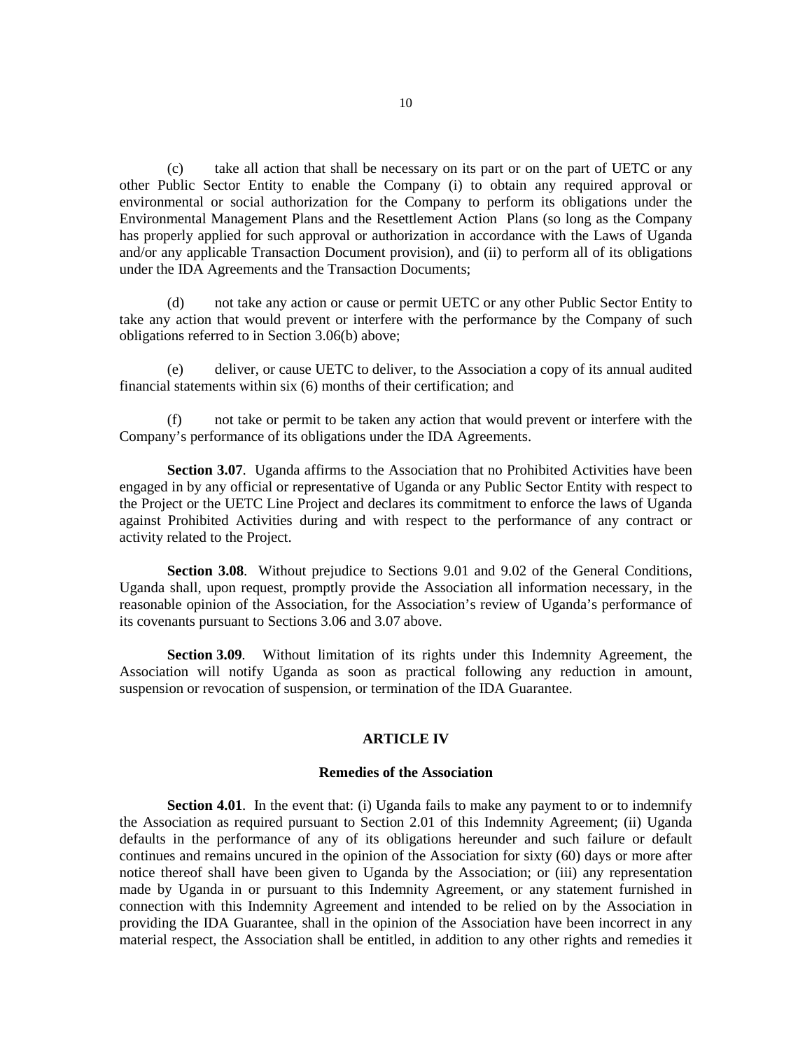(c) take all action that shall be necessary on its part or on the part of UETC or any other Public Sector Entity to enable the Company (i) to obtain any required approval or environmental or social authorization for the Company to perform its obligations under the Environmental Management Plans and the Resettlement Action Plans (so long as the Company has properly applied for such approval or authorization in accordance with the Laws of Uganda and/or any applicable Transaction Document provision), and (ii) to perform all of its obligations under the IDA Agreements and the Transaction Documents;

(d) not take any action or cause or permit UETC or any other Public Sector Entity to take any action that would prevent or interfere with the performance by the Company of such obligations referred to in Section 3.06(b) above;

(e) deliver, or cause UETC to deliver, to the Association a copy of its annual audited financial statements within six (6) months of their certification; and

(f) not take or permit to be taken any action that would prevent or interfere with the Company's performance of its obligations under the IDA Agreements.

**Section 3.07**. Uganda affirms to the Association that no Prohibited Activities have been engaged in by any official or representative of Uganda or any Public Sector Entity with respect to the Project or the UETC Line Project and declares its commitment to enforce the laws of Uganda against Prohibited Activities during and with respect to the performance of any contract or activity related to the Project.

**Section 3.08**. Without prejudice to Sections 9.01 and 9.02 of the General Conditions, Uganda shall, upon request, promptly provide the Association all information necessary, in the reasonable opinion of the Association, for the Association's review of Uganda's performance of its covenants pursuant to Sections 3.06 and 3.07 above.

**Section 3.09**. Without limitation of its rights under this Indemnity Agreement, the Association will notify Uganda as soon as practical following any reduction in amount, suspension or revocation of suspension, or termination of the IDA Guarantee.

## ARTICLE IV

### Remedies of the Association

**Section 4.01**. In the event that: (i) Uganda fails to make any payment to or to indemnify the Association as required pursuant to Section 2.01 of this Indemnity Agreement; (ii) Uganda defaults in the performance of any of its obligations hereunder and such failure or default continues and remains uncured in the opinion of the Association for sixty (60) days or more after notice thereof shall have been given to Uganda by the Association; or (iii) any representation made by Uganda in or pursuant to this Indemnity Agreement, or any statement furnished in connection with this Indemnity Agreement and intended to be relied on by the Association in providing the IDA Guarantee, shall in the opinion of the Association have been incorrect in any material respect, the Association shall be entitled, in addition to any other rights and remedies it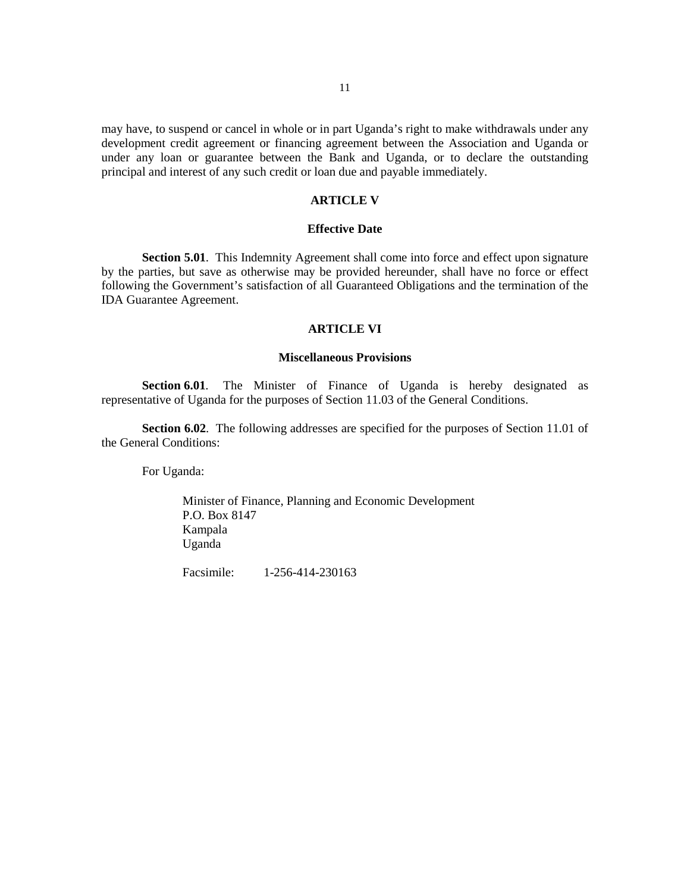may have, to suspend or cancel in whole or in part Uganda's right to make withdrawals under any development credit agreement or financing agreement between the Association and Uganda or under any loan or guarantee between the Bank and Uganda, or to declare the outstanding principal and interest of any such credit or loan due and payable immediately.

## ARTICLE V

### Effective Date

**Section 5.01**. This Indemnity Agreement shall come into force and effect upon signature by the parties, but save as otherwise may be provided hereunder, shall have no force or effect following the Government's satisfaction of all Guaranteed Obligations and the termination of the IDA Guarantee Agreement.

## ARTICLE VI

### Miscellaneous Provisions

**Section 6.01**. The Minister of Finance of Uganda is hereby designated as representative of Uganda for the purposes of Section 11.03 of the General Conditions.

**Section 6.02**. The following addresses are specified for the purposes of Section 11.01 of the General Conditions:

For Uganda:

Minister of Finance, Planning and Economic Development
P.O. Box 8147
Kampala
Uganda

Facsimile: 1-256-414-230163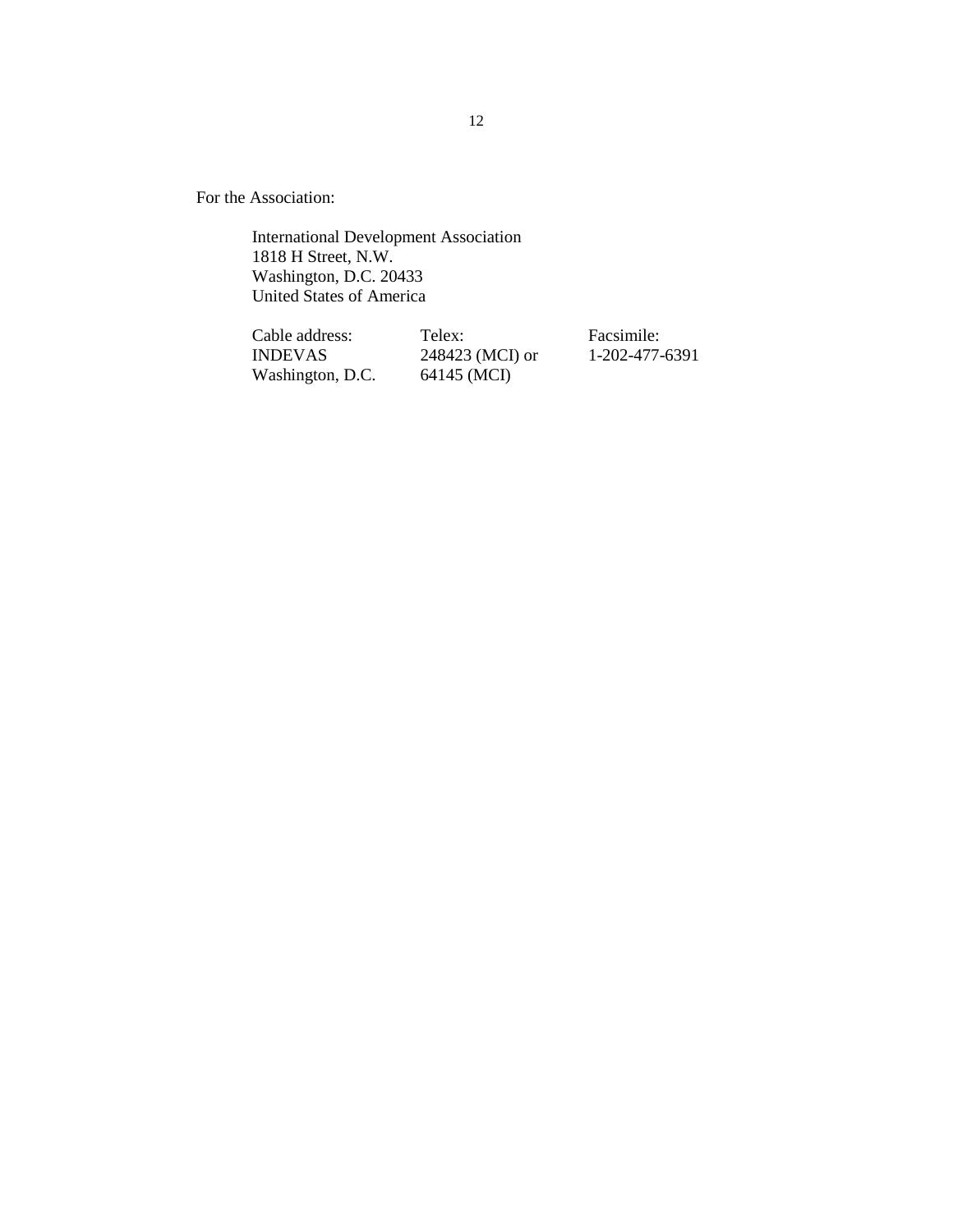For the Association:

International Development Association
1818 H Street, N.W.
Washington, D.C. 20433
United States of America

| | | |
|---|---|---|
| Cable address: | Telex: | Facsimile: |
| INDEVAS | 248423 (MCI) or | 1-202-477-6391 |
| Washington, D.C. | 64145 (MCI) | |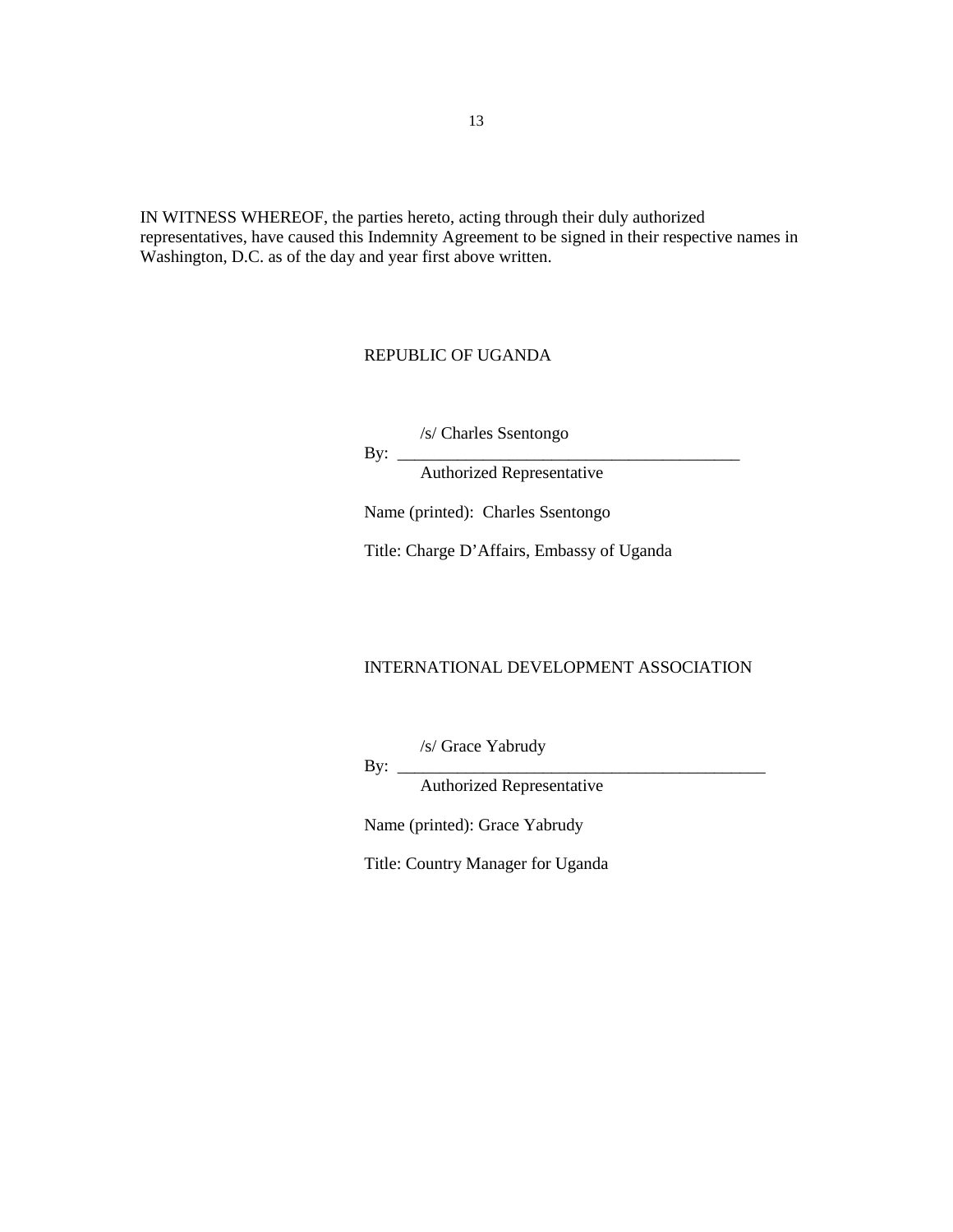IN WITNESS WHEREOF, the parties hereto, acting through their duly authorized representatives, have caused this Indemnity Agreement to be signed in their respective names in Washington, D.C. as of the day and year first above written.

REPUBLIC OF UGANDA

/s/ Charles Ssentongo

By: ________________________________________

Authorized Representative

Name (printed): Charles Ssentongo

Title: Charge D'Affairs, Embassy of Uganda

INTERNATIONAL DEVELOPMENT ASSOCIATION

/s/ Grace Yabrudy

By: ___________________________________________

Authorized Representative

Name (printed): Grace Yabrudy

Title: Country Manager for Uganda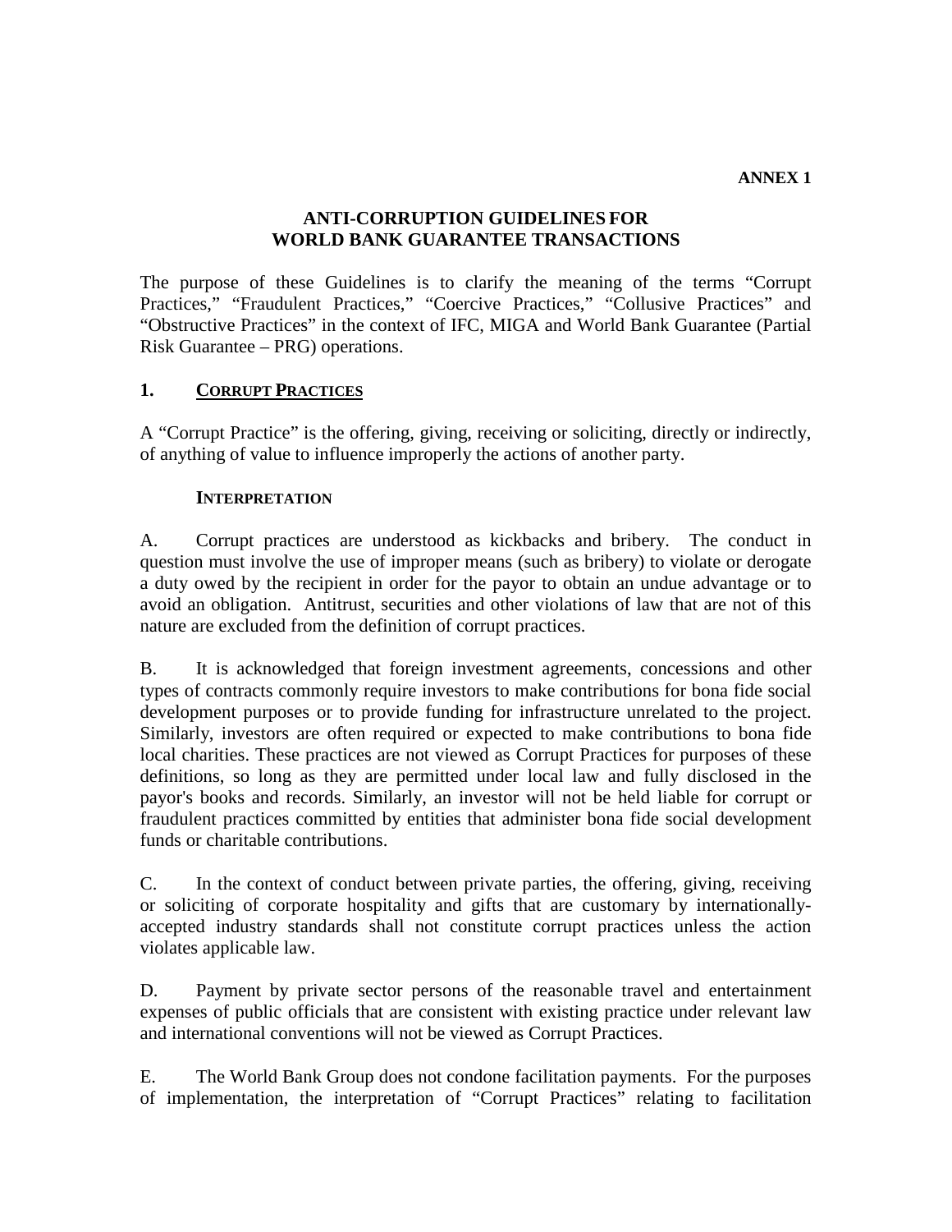**ANNEX 1**

# ANTI-CORRUPTION GUIDELINES FOR WORLD BANK GUARANTEE TRANSACTIONS

The purpose of these Guidelines is to clarify the meaning of the terms "Corrupt Practices," "Fraudulent Practices," "Coercive Practices," "Collusive Practices" and "Obstructive Practices" in the context of IFC, MIGA and World Bank Guarantee (Partial Risk Guarantee – PRG) operations.

## 1. CORRUPT PRACTICES

A "Corrupt Practice" is the offering, giving, receiving or soliciting, directly or indirectly, of anything of value to influence improperly the actions of another party.

### INTERPRETATION

A. Corrupt practices are understood as kickbacks and bribery. The conduct in question must involve the use of improper means (such as bribery) to violate or derogate a duty owed by the recipient in order for the payor to obtain an undue advantage or to avoid an obligation. Antitrust, securities and other violations of law that are not of this nature are excluded from the definition of corrupt practices.

B. It is acknowledged that foreign investment agreements, concessions and other types of contracts commonly require investors to make contributions for bona fide social development purposes or to provide funding for infrastructure unrelated to the project. Similarly, investors are often required or expected to make contributions to bona fide local charities. These practices are not viewed as Corrupt Practices for purposes of these definitions, so long as they are permitted under local law and fully disclosed in the payor's books and records. Similarly, an investor will not be held liable for corrupt or fraudulent practices committed by entities that administer bona fide social development funds or charitable contributions.

C. In the context of conduct between private parties, the offering, giving, receiving or soliciting of corporate hospitality and gifts that are customary by internationally-accepted industry standards shall not constitute corrupt practices unless the action violates applicable law.

D. Payment by private sector persons of the reasonable travel and entertainment expenses of public officials that are consistent with existing practice under relevant law and international conventions will not be viewed as Corrupt Practices.

E. The World Bank Group does not condone facilitation payments. For the purposes of implementation, the interpretation of "Corrupt Practices" relating to facilitation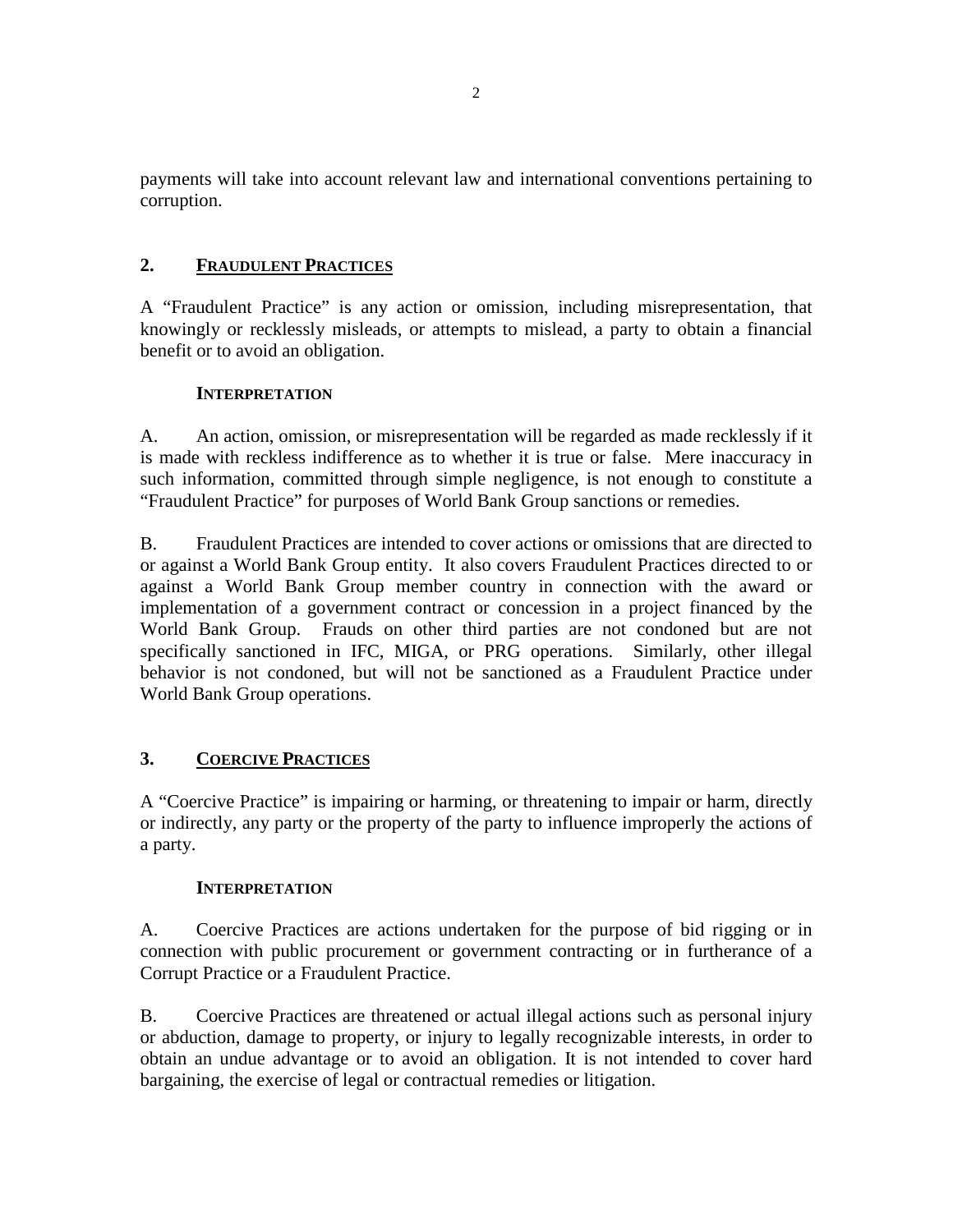payments will take into account relevant law and international conventions pertaining to corruption.

## 2. FRAUDULENT PRACTICES

A "Fraudulent Practice" is any action or omission, including misrepresentation, that knowingly or recklessly misleads, or attempts to mislead, a party to obtain a financial benefit or to avoid an obligation.

### INTERPRETATION

A. An action, omission, or misrepresentation will be regarded as made recklessly if it is made with reckless indifference as to whether it is true or false. Mere inaccuracy in such information, committed through simple negligence, is not enough to constitute a "Fraudulent Practice" for purposes of World Bank Group sanctions or remedies.

B. Fraudulent Practices are intended to cover actions or omissions that are directed to or against a World Bank Group entity. It also covers Fraudulent Practices directed to or against a World Bank Group member country in connection with the award or implementation of a government contract or concession in a project financed by the World Bank Group. Frauds on other third parties are not condoned but are not specifically sanctioned in IFC, MIGA, or PRG operations. Similarly, other illegal behavior is not condoned, but will not be sanctioned as a Fraudulent Practice under World Bank Group operations.

## 3. COERCIVE PRACTICES

A "Coercive Practice" is impairing or harming, or threatening to impair or harm, directly or indirectly, any party or the property of the party to influence improperly the actions of a party.

### INTERPRETATION

A. Coercive Practices are actions undertaken for the purpose of bid rigging or in connection with public procurement or government contracting or in furtherance of a Corrupt Practice or a Fraudulent Practice.

B. Coercive Practices are threatened or actual illegal actions such as personal injury or abduction, damage to property, or injury to legally recognizable interests, in order to obtain an undue advantage or to avoid an obligation. It is not intended to cover hard bargaining, the exercise of legal or contractual remedies or litigation.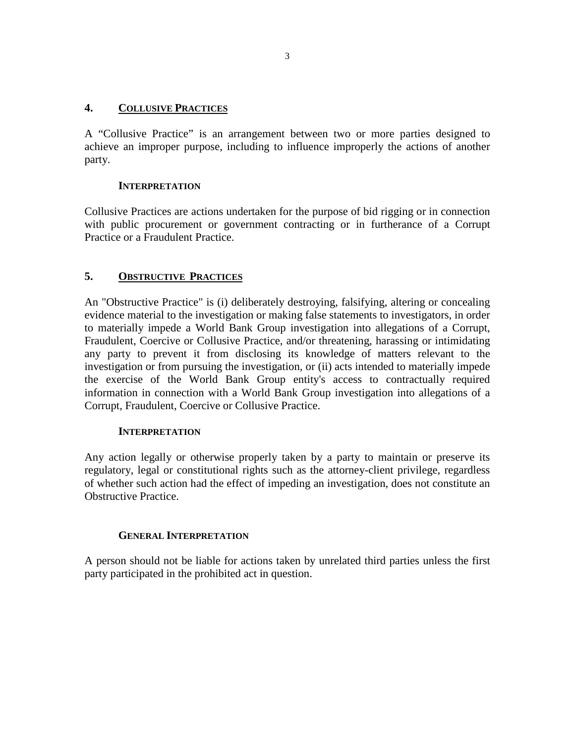## 4. <u>COLLUSIVE PRACTICES</u>

A "Collusive Practice" is an arrangement between two or more parties designed to achieve an improper purpose, including to influence improperly the actions of another party.

### INTERPRETATION

Collusive Practices are actions undertaken for the purpose of bid rigging or in connection with public procurement or government contracting or in furtherance of a Corrupt Practice or a Fraudulent Practice.

## 5. <u>OBSTRUCTIVE PRACTICES</u>

An "Obstructive Practice" is (i) deliberately destroying, falsifying, altering or concealing evidence material to the investigation or making false statements to investigators, in order to materially impede a World Bank Group investigation into allegations of a Corrupt, Fraudulent, Coercive or Collusive Practice, and/or threatening, harassing or intimidating any party to prevent it from disclosing its knowledge of matters relevant to the investigation or from pursuing the investigation, or (ii) acts intended to materially impede the exercise of the World Bank Group entity's access to contractually required information in connection with a World Bank Group investigation into allegations of a Corrupt, Fraudulent, Coercive or Collusive Practice.

### INTERPRETATION

Any action legally or otherwise properly taken by a party to maintain or preserve its regulatory, legal or constitutional rights such as the attorney-client privilege, regardless of whether such action had the effect of impeding an investigation, does not constitute an Obstructive Practice.

### GENERAL INTERPRETATION

A person should not be liable for actions taken by unrelated third parties unless the first party participated in the prohibited act in question.